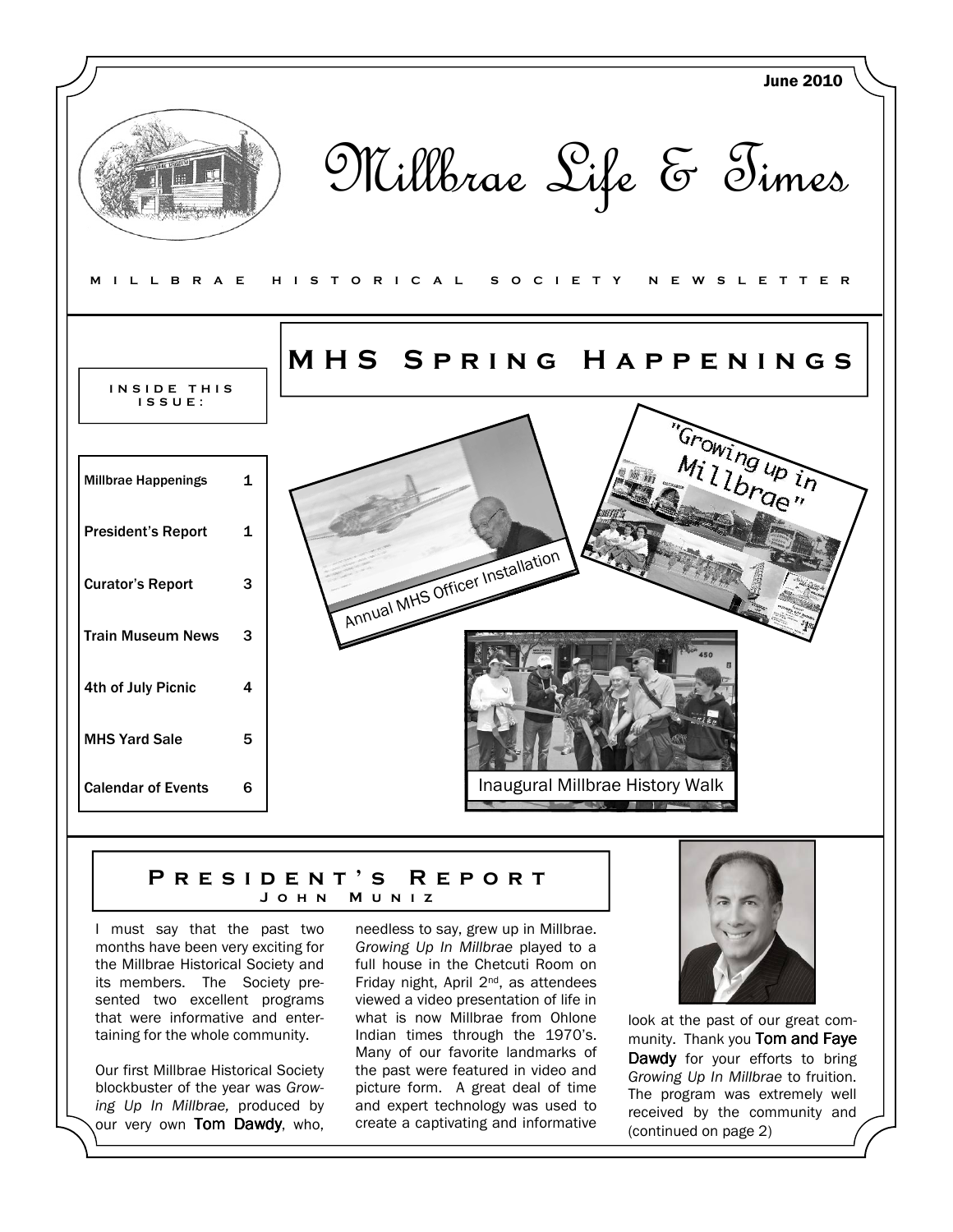June 2010

# Millbrae Life & Times

MILLBRAE HISTORICAL SOCIETY NEWSLETTER

## MHS Spring Happenings

**INSIDE THIS ISSUE:**

| | |
|---|---|
| Millbrae Happenings | 1 |
| President's Report | 1 |
| Curator's Report | 3 |
| Train Museum News | 3 |
| 4th of July Picnic | 4 |
| MHS Yard Sale | 5 |
| Calendar of Events | 6 |

Annual MHS Officer Installation

"Growing up in Millbrae"

Inaugural Millbrae History Walk

## President's Report
### John Muniz

I must say that the past two months have been very exciting for the Millbrae Historical Society and its members. The Society presented two excellent programs that were informative and entertaining for the whole community.

Our first Millbrae Historical Society blockbuster of the year was *Growing Up In Millbrae,* produced by our very own **Tom Dawdy**, who, needless to say, grew up in Millbrae. *Growing Up In Millbrae* played to a full house in the Chetcuti Room on Friday night, April 2nd, as attendees viewed a video presentation of life in what is now Millbrae from Ohlone Indian times through the 1970's. Many of our favorite landmarks of the past were featured in video and picture form. A great deal of time and expert technology was used to create a captivating and informative look at the past of our great community. Thank you **Tom and Faye Dawdy** for your efforts to bring *Growing Up In Millbrae* to fruition. The program was extremely well received by the community and (continued on page 2)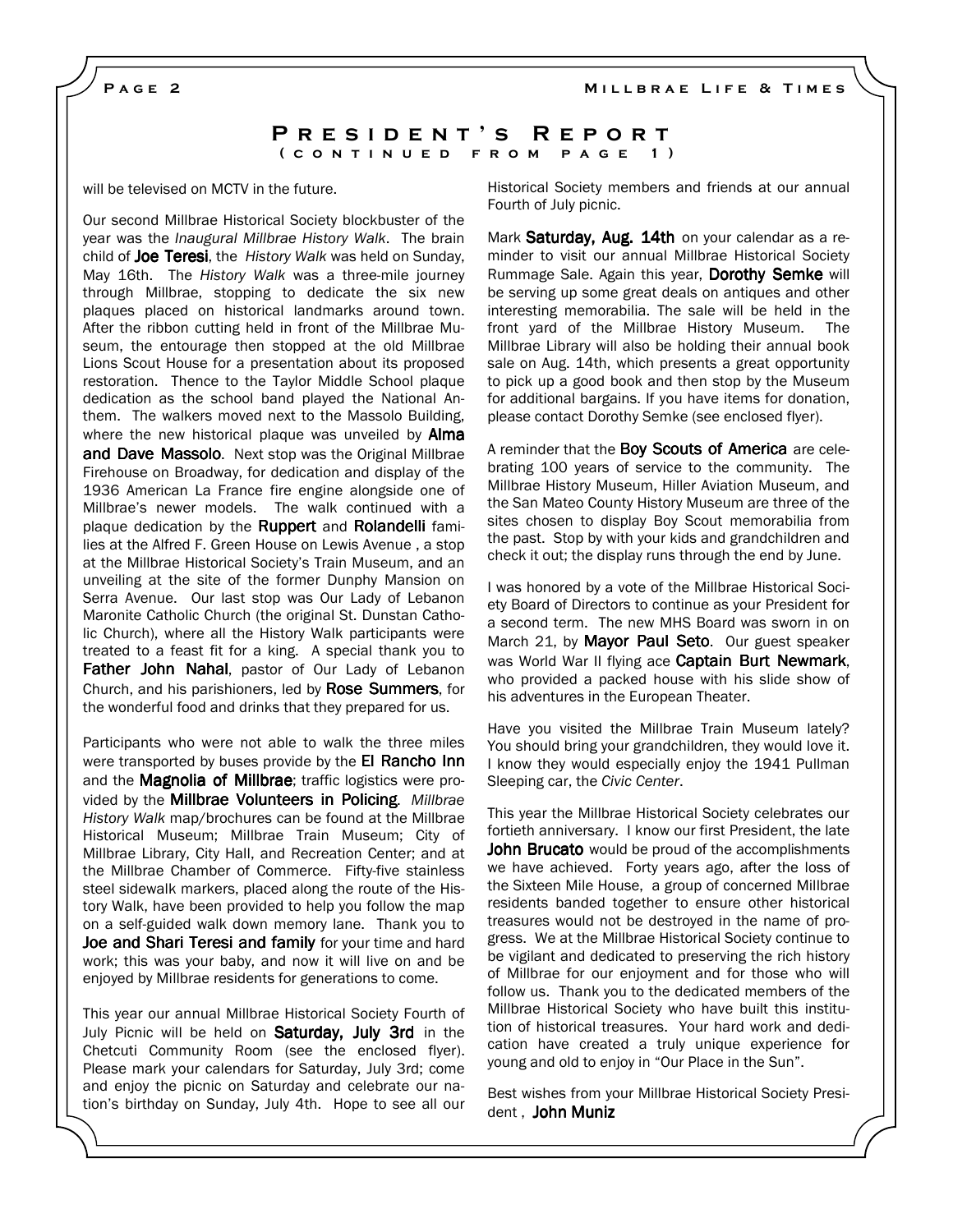# President's Report
## (continued from page 1)

will be televised on MCTV in the future.

Our second Millbrae Historical Society blockbuster of the year was the *Inaugural Millbrae History Walk*. The brain child of **Joe Teresi**, the *History Walk* was held on Sunday, May 16th. The *History Walk* was a three-mile journey through Millbrae, stopping to dedicate the six new plaques placed on historical landmarks around town. After the ribbon cutting held in front of the Millbrae Museum, the entourage then stopped at the old Millbrae Lions Scout House for a presentation about its proposed restoration. Thence to the Taylor Middle School plaque dedication as the school band played the National Anthem. The walkers moved next to the Massolo Building, where the new historical plaque was unveiled by **Alma and Dave Massolo**. Next stop was the Original Millbrae Firehouse on Broadway, for dedication and display of the 1936 American La France fire engine alongside one of Millbrae's newer models. The walk continued with a plaque dedication by the **Ruppert** and **Rolandelli** families at the Alfred F. Green House on Lewis Avenue , a stop at the Millbrae Historical Society's Train Museum, and an unveiling at the site of the former Dunphy Mansion on Serra Avenue. Our last stop was Our Lady of Lebanon Maronite Catholic Church (the original St. Dunstan Catholic Church), where all the History Walk participants were treated to a feast fit for a king. A special thank you to **Father John Nahal**, pastor of Our Lady of Lebanon Church, and his parishioners, led by **Rose Summers**, for the wonderful food and drinks that they prepared for us.

Participants who were not able to walk the three miles were transported by buses provide by the **El Rancho Inn** and the **Magnolia of Millbrae**; traffic logistics were provided by the **Millbrae Volunteers in Policing**. *Millbrae History Walk* map/brochures can be found at the Millbrae Historical Museum; Millbrae Train Museum; City of Millbrae Library, City Hall, and Recreation Center; and at the Millbrae Chamber of Commerce. Fifty-five stainless steel sidewalk markers, placed along the route of the History Walk, have been provided to help you follow the map on a self-guided walk down memory lane. Thank you to **Joe and Shari Teresi and family** for your time and hard work; this was your baby, and now it will live on and be enjoyed by Millbrae residents for generations to come.

This year our annual Millbrae Historical Society Fourth of July Picnic will be held on **Saturday, July 3rd** in the Chetcuti Community Room (see the enclosed flyer). Please mark your calendars for Saturday, July 3rd; come and enjoy the picnic on Saturday and celebrate our nation's birthday on Sunday, July 4th. Hope to see all our Historical Society members and friends at our annual Fourth of July picnic.

Mark **Saturday, Aug. 14th** on your calendar as a reminder to visit our annual Millbrae Historical Society Rummage Sale. Again this year, **Dorothy Semke** will be serving up some great deals on antiques and other interesting memorabilia. The sale will be held in the front yard of the Millbrae History Museum. The Millbrae Library will also be holding their annual book sale on Aug. 14th, which presents a great opportunity to pick up a good book and then stop by the Museum for additional bargains. If you have items for donation, please contact Dorothy Semke (see enclosed flyer).

A reminder that the **Boy Scouts of America** are celebrating 100 years of service to the community. The Millbrae History Museum, Hiller Aviation Museum, and the San Mateo County History Museum are three of the sites chosen to display Boy Scout memorabilia from the past. Stop by with your kids and grandchildren and check it out; the display runs through the end by June.

I was honored by a vote of the Millbrae Historical Society Board of Directors to continue as your President for a second term. The new MHS Board was sworn in on March 21, by **Mayor Paul Seto**. Our guest speaker was World War II flying ace **Captain Burt Newmark**, who provided a packed house with his slide show of his adventures in the European Theater.

Have you visited the Millbrae Train Museum lately? You should bring your grandchildren, they would love it. I know they would especially enjoy the 1941 Pullman Sleeping car, the *Civic Center*.

This year the Millbrae Historical Society celebrates our fortieth anniversary. I know our first President, the late **John Brucato** would be proud of the accomplishments we have achieved. Forty years ago, after the loss of the Sixteen Mile House, a group of concerned Millbrae residents banded together to ensure other historical treasures would not be destroyed in the name of progress. We at the Millbrae Historical Society continue to be vigilant and dedicated to preserving the rich history of Millbrae for our enjoyment and for those who will follow us. Thank you to the dedicated members of the Millbrae Historical Society who have built this institution of historical treasures. Your hard work and dedication have created a truly unique experience for young and old to enjoy in "Our Place in the Sun".

Best wishes from your Millbrae Historical Society President , **John Muniz**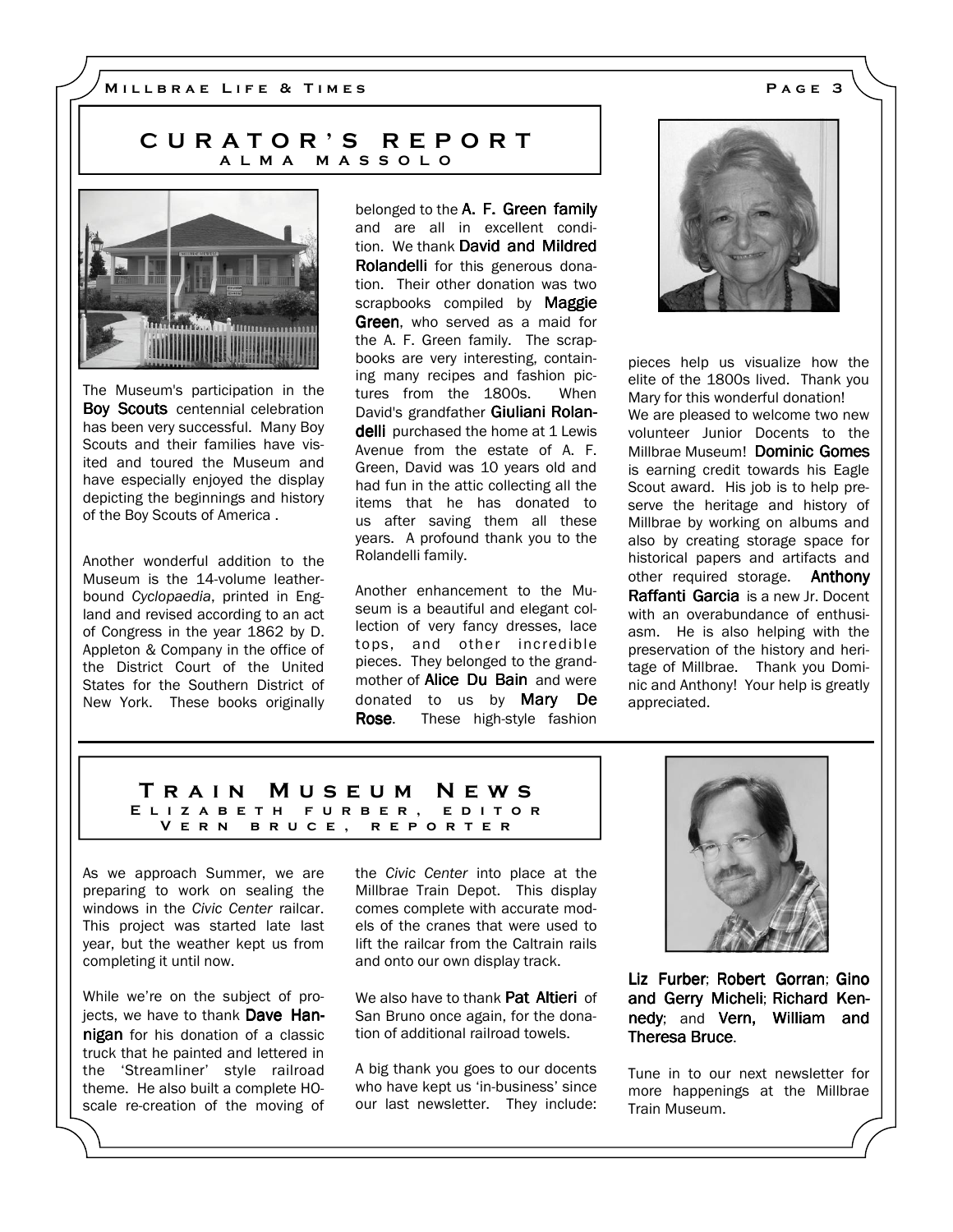## CURATOR'S REPORT

### ALMA MASSOLO

The Museum's participation in the **Boy Scouts** centennial celebration has been very successful. Many Boy Scouts and their families have visited and toured the Museum and have especially enjoyed the display depicting the beginnings and history of the Boy Scouts of America .

Another wonderful addition to the Museum is the 14-volume leather-bound *Cyclopaedia*, printed in England and revised according to an act of Congress in the year 1862 by D. Appleton & Company in the office of the District Court of the United States for the Southern District of New York. These books originally belonged to the **A. F. Green family** and are all in excellent condition. We thank **David and Mildred Rolandelli** for this generous donation. Their other donation was two scrapbooks compiled by **Maggie Green**, who served as a maid for the A. F. Green family. The scrapbooks are very interesting, containing many recipes and fashion pictures from the 1800s. When David's grandfather **Giuliani Rolandelli** purchased the home at 1 Lewis Avenue from the estate of A. F. Green, David was 10 years old and had fun in the attic collecting all the items that he has donated to us after saving them all these years. A profound thank you to the Rolandelli family.

Another enhancement to the Museum is a beautiful and elegant collection of very fancy dresses, lace tops, and other incredible pieces. They belonged to the grandmother of **Alice Du Bain** and were donated to us by **Mary De Rose**. These high-style fashion pieces help us visualize how the elite of the 1800s lived. Thank you Mary for this wonderful donation!

We are pleased to welcome two new volunteer Junior Docents to the Millbrae Museum! **Dominic Gomes** is earning credit towards his Eagle Scout award. His job is to help preserve the heritage and history of Millbrae by working on albums and also by creating storage space for historical papers and artifacts and other required storage. **Anthony Raffanti Garcia** is a new Jr. Docent with an overabundance of enthusiasm. He is also helping with the preservation of the history and heritage of Millbrae. Thank you Dominic and Anthony! Your help is greatly appreciated.

## TRAIN MUSEUM NEWS

### ELIZABETH FURBER, EDITOR
### VERN BRUCE, REPORTER

As we approach Summer, we are preparing to work on sealing the windows in the *Civic Center* railcar. This project was started late last year, but the weather kept us from completing it until now.

While we're on the subject of projects, we have to thank **Dave Hannigan** for his donation of a classic truck that he painted and lettered in the 'Streamliner' style railroad theme. He also built a complete HO-scale re-creation of the moving of the *Civic Center* into place at the Millbrae Train Depot. This display comes complete with accurate models of the cranes that were used to lift the railcar from the Caltrain rails and onto our own display track.

We also have to thank **Pat Altieri** of San Bruno once again, for the donation of additional railroad towels.

A big thank you goes to our docents who have kept us 'in-business' since our last newsletter. They include: **Liz Furber**; **Robert Gorran**; **Gino and Gerry Micheli**; **Richard Kennedy**; and **Vern, William and Theresa Bruce**.

Tune in to our next newsletter for more happenings at the Millbrae Train Museum.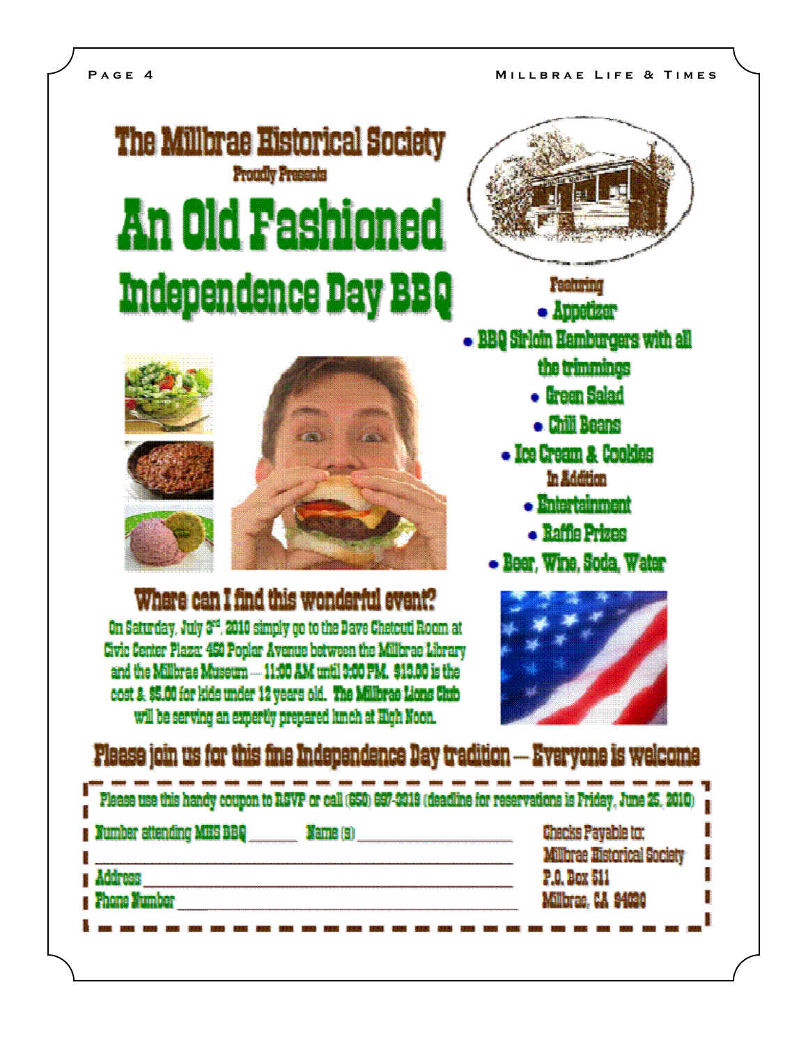# The Millbrae Historical Society

Proudly Presents

# An Old Fashioned Independence Day BBQ

Featuring

- Appetizer
- BBQ Sirloin Hamburgers with all the trimmings
- Green Salad
- Chili Beans
- Ice Cream & Cookies

In Addition

- Entertainment
- Raffle Prizes
- Beer, Wine, Soda, Water

## Where can I find this wonderful event?

On Saturday, July 3rd, 2010 simply go to the Dave Chetcuti Room at Civic Center Plaza: 450 Poplar Avenue between the Millbrae Library and the Millbrae Museum — 11:00 AM until 3:00 PM. $13.00 is the cost & $5.00 for kids under 12 years old. The Millbrae Lions Club will be serving an expertly prepared lunch at High Noon.

## Please join us for this fine Independence Day tradition — Everyone is welcome

Please use this handy coupon to RSVP or call (650) 697-3019 (deadline for reservations is Friday, June 25, 2010)

Number attending MHS BBQ ______ Name (s) ______________________

_______________________________________________

Address _______________________________________

Phone Number ___________________________________

Checks Payable to:
Millbrae Historical Society
P.O. Box 511
Millbrae, CA 94030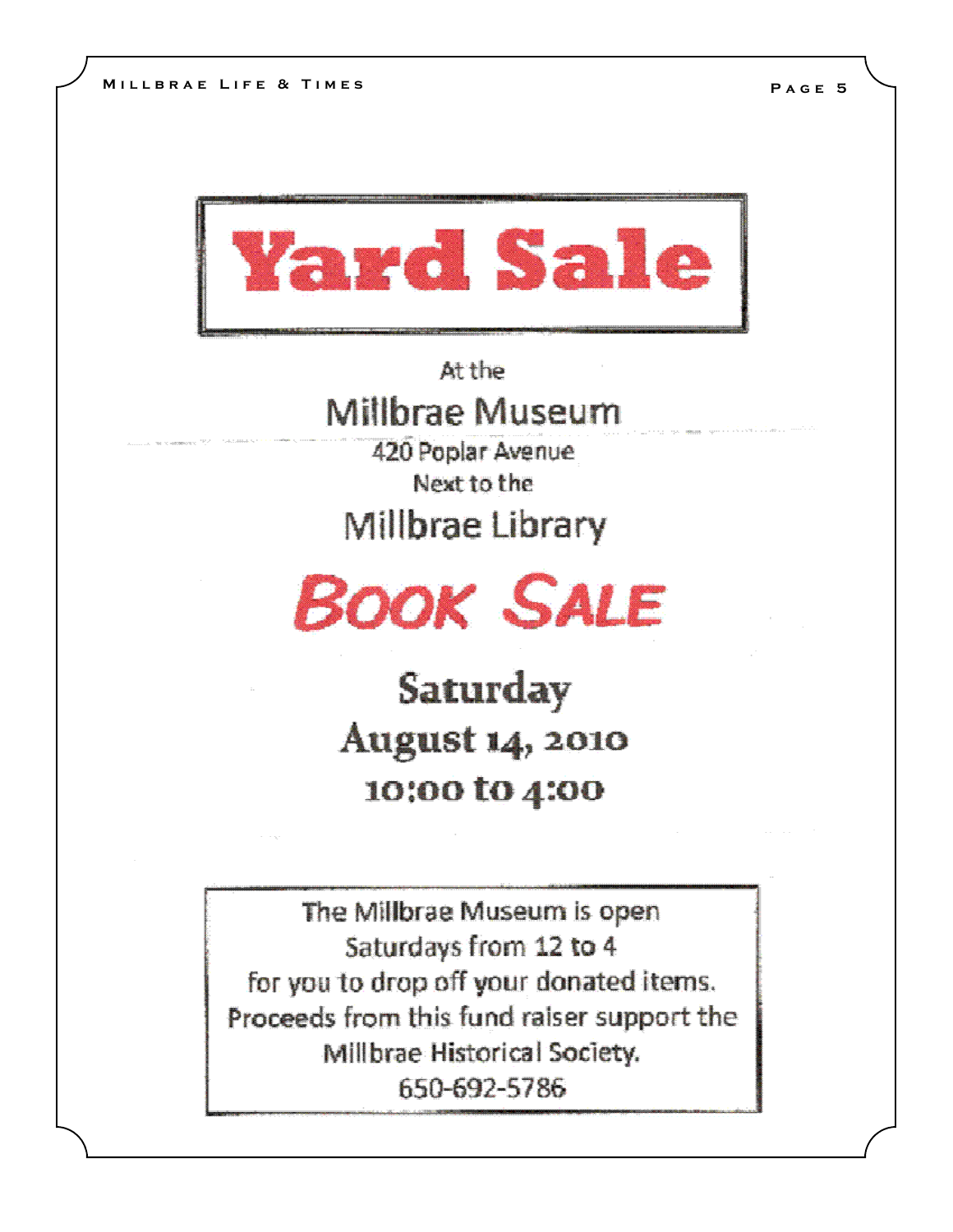# Yard Sale

At the

## Millbrae Museum

420 Poplar Avenue

Next to the

## Millbrae Library

# BOOK SALE

**Saturday**

**August 14, 2010**

**10:00 to 4:00**

The Millbrae Museum is open
Saturdays from 12 to 4
for you to drop off your donated items.
Proceeds from this fund raiser support the
Millbrae Historical Society.
650-692-5786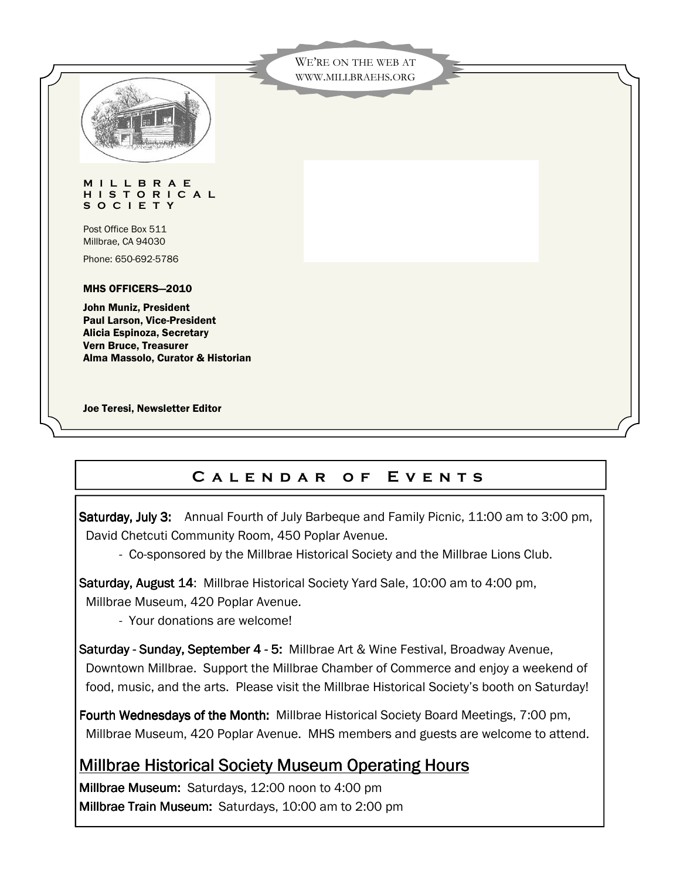WE'RE ON THE WEB AT WWW.MILLBRAEHS.ORG

**MILLBRAE HISTORICAL SOCIETY**

Post Office Box 511
Millbrae, CA 94030

Phone: 650-692-5786

**MHS OFFICERS—2010**

**John Muniz, President**
**Paul Larson, Vice-President**
**Alicia Espinoza, Secretary**
**Vern Bruce, Treasurer**
**Alma Massolo, Curator & Historian**

**Joe Teresi, Newsletter Editor**

## Calendar of Events

**Saturday, July 3:** Annual Fourth of July Barbeque and Family Picnic, 11:00 am to 3:00 pm, David Chetcuti Community Room, 450 Poplar Avenue.

- Co-sponsored by the Millbrae Historical Society and the Millbrae Lions Club.

**Saturday, August 14**: Millbrae Historical Society Yard Sale, 10:00 am to 4:00 pm, Millbrae Museum, 420 Poplar Avenue.

- Your donations are welcome!

**Saturday - Sunday, September 4 - 5:** Millbrae Art & Wine Festival, Broadway Avenue, Downtown Millbrae. Support the Millbrae Chamber of Commerce and enjoy a weekend of food, music, and the arts. Please visit the Millbrae Historical Society's booth on Saturday!

**Fourth Wednesdays of the Month:** Millbrae Historical Society Board Meetings, 7:00 pm, Millbrae Museum, 420 Poplar Avenue. MHS members and guests are welcome to attend.

## Millbrae Historical Society Museum Operating Hours

**Millbrae Museum:** Saturdays, 12:00 noon to 4:00 pm
**Millbrae Train Museum:** Saturdays, 10:00 am to 2:00 pm